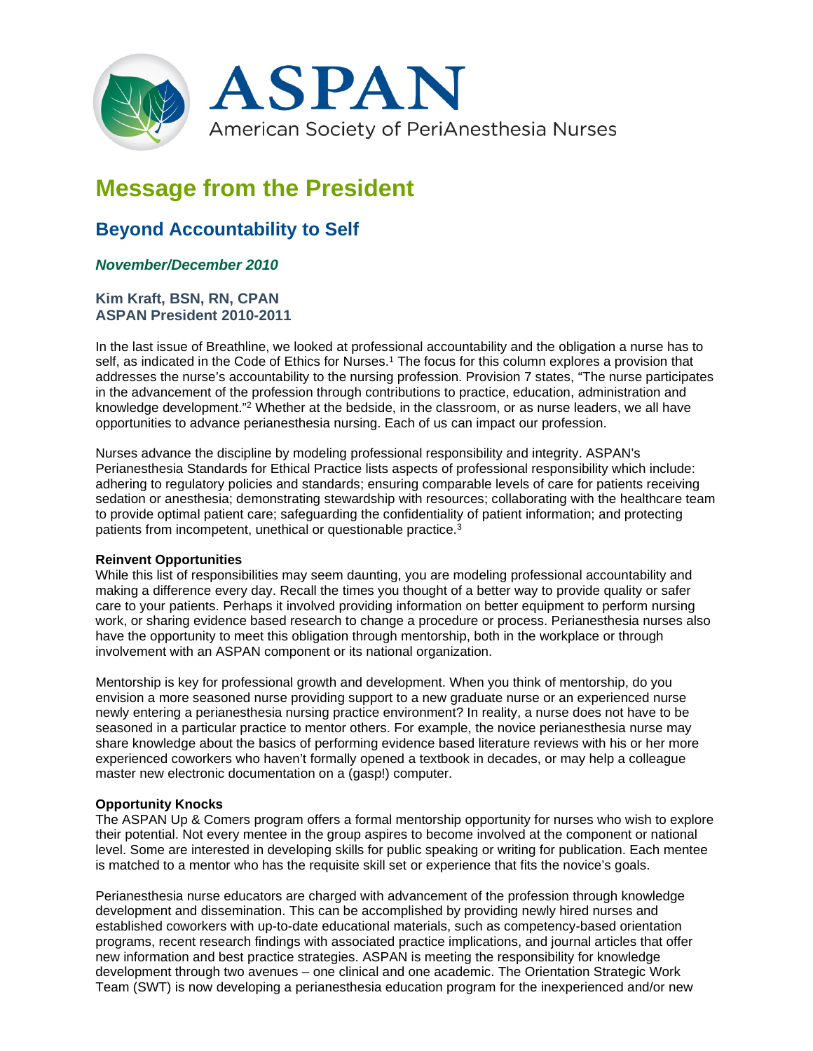# ASPAN

American Society of PeriAnesthesia Nurses

## Message from the President

### Beyond Accountability to Self

***November/December 2010***

**Kim Kraft, BSN, RN, CPAN**
**ASPAN President 2010-2011**

In the last issue of Breathline, we looked at professional accountability and the obligation a nurse has to self, as indicated in the Code of Ethics for Nurses.[1] The focus for this column explores a provision that addresses the nurse's accountability to the nursing profession. Provision 7 states, "The nurse participates in the advancement of the profession through contributions to practice, education, administration and knowledge development."[2] Whether at the bedside, in the classroom, or as nurse leaders, we all have opportunities to advance perianesthesia nursing. Each of us can impact our profession.

Nurses advance the discipline by modeling professional responsibility and integrity. ASPAN's Perianesthesia Standards for Ethical Practice lists aspects of professional responsibility which include: adhering to regulatory policies and standards; ensuring comparable levels of care for patients receiving sedation or anesthesia; demonstrating stewardship with resources; collaborating with the healthcare team to provide optimal patient care; safeguarding the confidentiality of patient information; and protecting patients from incompetent, unethical or questionable practice.[3]

**Reinvent Opportunities**

While this list of responsibilities may seem daunting, you are modeling professional accountability and making a difference every day. Recall the times you thought of a better way to provide quality or safer care to your patients. Perhaps it involved providing information on better equipment to perform nursing work, or sharing evidence based research to change a procedure or process. Perianesthesia nurses also have the opportunity to meet this obligation through mentorship, both in the workplace or through involvement with an ASPAN component or its national organization.

Mentorship is key for professional growth and development. When you think of mentorship, do you envision a more seasoned nurse providing support to a new graduate nurse or an experienced nurse newly entering a perianesthesia nursing practice environment? In reality, a nurse does not have to be seasoned in a particular practice to mentor others. For example, the novice perianesthesia nurse may share knowledge about the basics of performing evidence based literature reviews with his or her more experienced coworkers who haven't formally opened a textbook in decades, or may help a colleague master new electronic documentation on a (gasp!) computer.

**Opportunity Knocks**

The ASPAN Up & Comers program offers a formal mentorship opportunity for nurses who wish to explore their potential. Not every mentee in the group aspires to become involved at the component or national level. Some are interested in developing skills for public speaking or writing for publication. Each mentee is matched to a mentor who has the requisite skill set or experience that fits the novice's goals.

Perianesthesia nurse educators are charged with advancement of the profession through knowledge development and dissemination. This can be accomplished by providing newly hired nurses and established coworkers with up-to-date educational materials, such as competency-based orientation programs, recent research findings with associated practice implications, and journal articles that offer new information and best practice strategies. ASPAN is meeting the responsibility for knowledge development through two avenues – one clinical and one academic. The Orientation Strategic Work Team (SWT) is now developing a perianesthesia education program for the inexperienced and/or new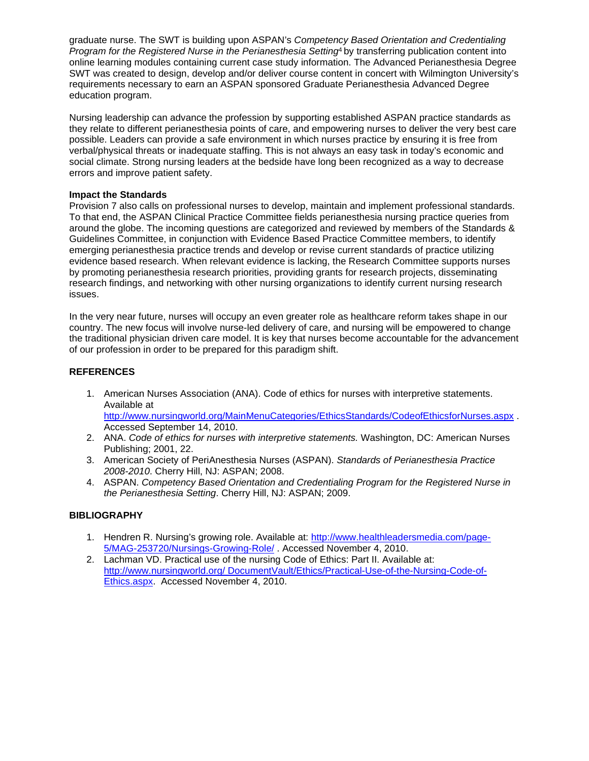graduate nurse. The SWT is building upon ASPAN's *Competency Based Orientation and Credentialing Program for the Registered Nurse in the Perianesthesia Setting*[4] by transferring publication content into online learning modules containing current case study information. The Advanced Perianesthesia Degree SWT was created to design, develop and/or deliver course content in concert with Wilmington University's requirements necessary to earn an ASPAN sponsored Graduate Perianesthesia Advanced Degree education program.

Nursing leadership can advance the profession by supporting established ASPAN practice standards as they relate to different perianesthesia points of care, and empowering nurses to deliver the very best care possible. Leaders can provide a safe environment in which nurses practice by ensuring it is free from verbal/physical threats or inadequate staffing. This is not always an easy task in today's economic and social climate. Strong nursing leaders at the bedside have long been recognized as a way to decrease errors and improve patient safety.

**Impact the Standards**

Provision 7 also calls on professional nurses to develop, maintain and implement professional standards. To that end, the ASPAN Clinical Practice Committee fields perianesthesia nursing practice queries from around the globe. The incoming questions are categorized and reviewed by members of the Standards & Guidelines Committee, in conjunction with Evidence Based Practice Committee members, to identify emerging perianesthesia practice trends and develop or revise current standards of practice utilizing evidence based research. When relevant evidence is lacking, the Research Committee supports nurses by promoting perianesthesia research priorities, providing grants for research projects, disseminating research findings, and networking with other nursing organizations to identify current nursing research issues.

In the very near future, nurses will occupy an even greater role as healthcare reform takes shape in our country. The new focus will involve nurse-led delivery of care, and nursing will be empowered to change the traditional physician driven care model. It is key that nurses become accountable for the advancement of our profession in order to be prepared for this paradigm shift.

## REFERENCES

1. American Nurses Association (ANA). Code of ethics for nurses with interpretive statements. Available at http://www.nursingworld.org/MainMenuCategories/EthicsStandards/CodeofEthicsforNurses.aspx . Accessed September 14, 2010.
2. ANA. *Code of ethics for nurses with interpretive statements.* Washington, DC: American Nurses Publishing; 2001, 22.
3. American Society of PeriAnesthesia Nurses (ASPAN). *Standards of Perianesthesia Practice 2008-2010*. Cherry Hill, NJ: ASPAN; 2008.
4. ASPAN. *Competency Based Orientation and Credentialing Program for the Registered Nurse in the Perianesthesia Setting*. Cherry Hill, NJ: ASPAN; 2009.

## BIBLIOGRAPHY

1. Hendren R. Nursing's growing role. Available at: http://www.healthleadersmedia.com/page-5/MAG-253720/Nursings-Growing-Role/ . Accessed November 4, 2010.
2. Lachman VD. Practical use of the nursing Code of Ethics: Part II. Available at: http://www.nursingworld.org/ DocumentVault/Ethics/Practical-Use-of-the-Nursing-Code-of-Ethics.aspx. Accessed November 4, 2010.